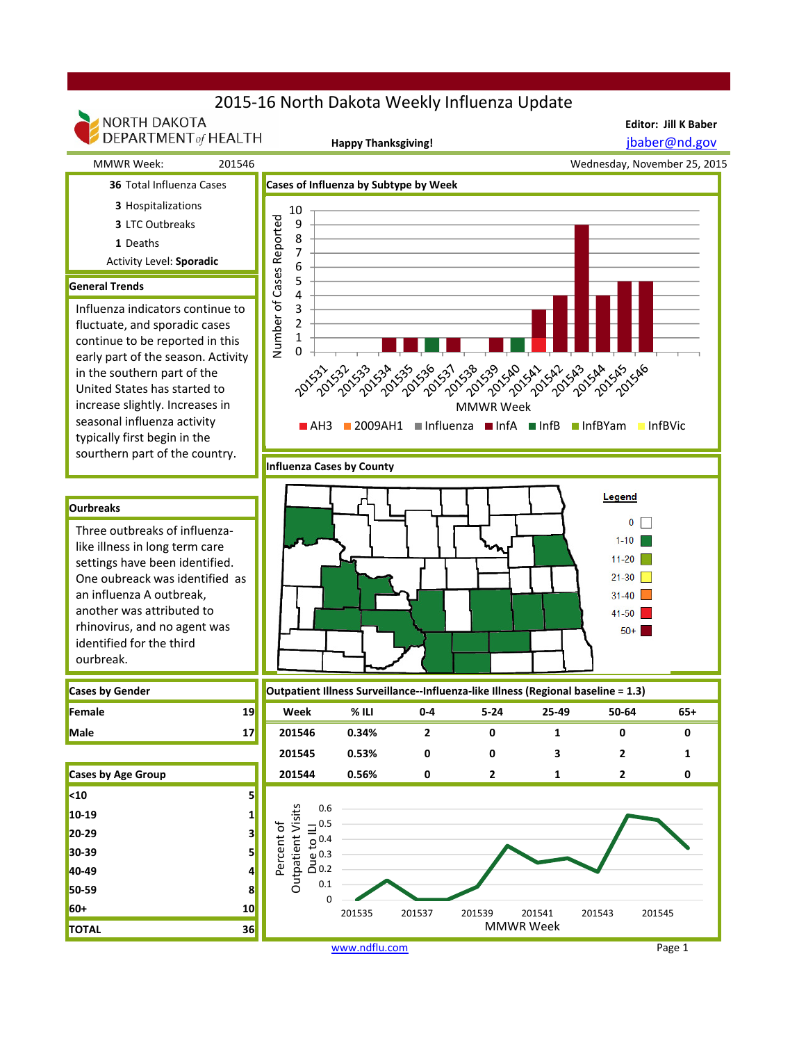# 2015-16 North Dakota Weekly Influenza Update

NORTH DAKOTA DEPARTMENT of HEALTH

**Happy Thanksgiving!**

**Editor: Jill K Baber**
jbaber@nd.gov

MMWR Week: 201546

Wednesday, November 25, 2015

**36** Total Influenza Cases

**3** Hospitalizations

**3** LTC Outbreaks

**1** Deaths

Activity Level: **Sporadic**

## General Trends

Influenza indicators continue to fluctuate, and sporadic cases continue to be reported in this early part of the season. Activity in the southern part of the United States has started to increase slightly. Increases in seasonal influenza activity typically first begin in the sourthern part of the country.

## Ourbreaks

Three outbreaks of influenza-like illness in long term care settings have been identified. One oubreack was identified as an influenza A outbreak, another was attributed to rhinovirus, and no agent was identified for the third ourbreak.

## Cases by Gender

| | |
|---|---|
| **Female** | 19 |
| **Male** | 17 |

## Cases by Age Group

| | |
|---|---|
| **<10** | 5 |
| **10-19** | 1 |
| **20-29** | 3 |
| **30-39** | 5 |
| **40-49** | 4 |
| **50-59** | 8 |
| **60+** | 10 |
| **TOTAL** | 36 |

## Cases of Influenza by Subtype by Week

## Influenza Cases by County

## Outpatient Illness Surveillance--Influenza-like Illness (Regional baseline = 1.3)

| Week | % ILI | 0-4 | 5-24 | 25-49 | 50-64 | 65+ |
|---|---|---|---|---|---|---|
| 201546 | 0.34% | 2 | 0 | 1 | 0 | 0 |
| 201545 | 0.53% | 0 | 0 | 3 | 2 | 1 |
| 201544 | 0.56% | 0 | 2 | 1 | 2 | 0 |

www.ndflu.com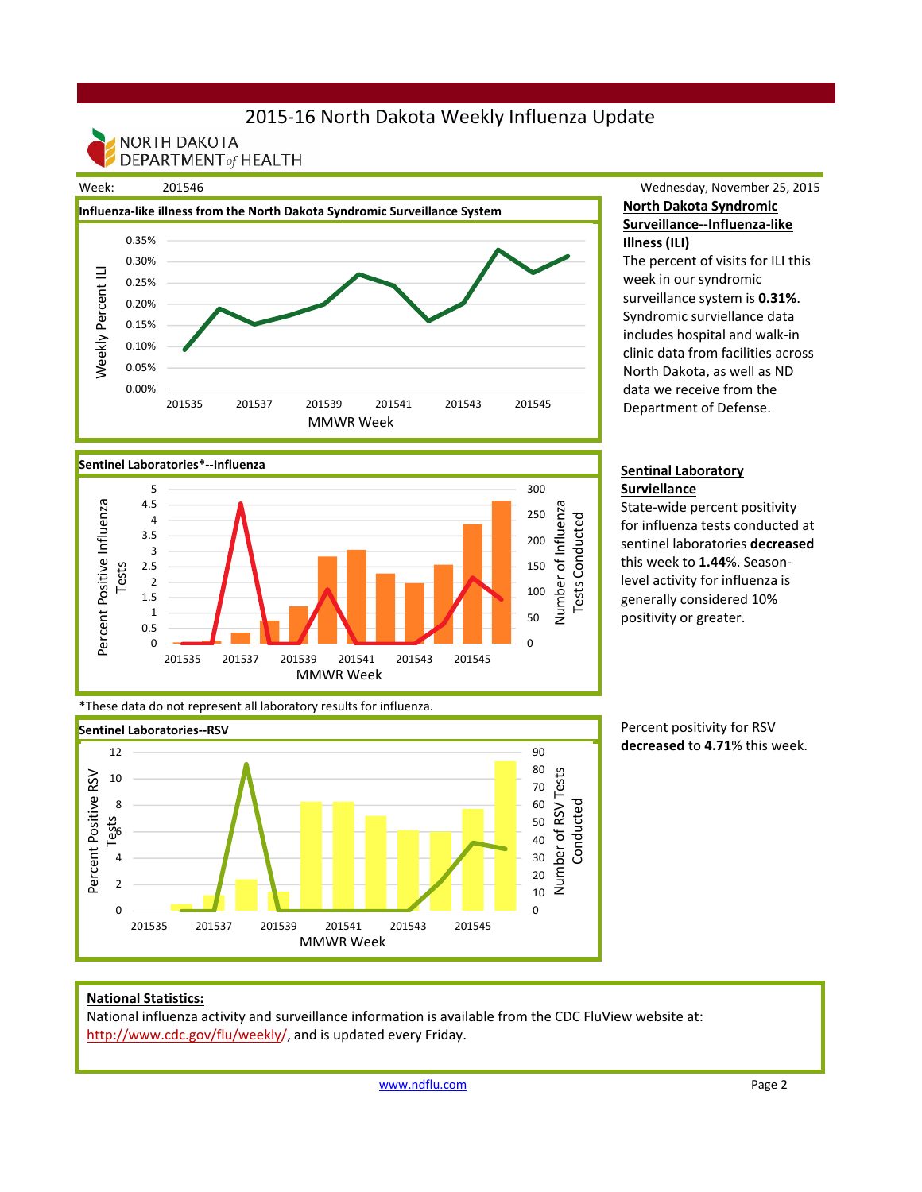# 2015-16 North Dakota Weekly Influenza Update

NORTH DAKOTA DEPARTMENT of HEALTH

Week: 201546

Wednesday, November 25, 2015

**Influenza-like illness from the North Dakota Syndromic Surveillance System**

0.35%
0.30%
0.25%
0.20%
0.15%
0.10%
0.05%
0.00%

Weekly Percent ILI

201535 201537 201539 201541 201543 201545

MMWR Week

## North Dakota Syndromic Surveillance--Influenza-like Illness (ILI)

The percent of visits for ILI this week in our syndromic surveillance system is **0.31%**. Syndromic surviellance data includes hospital and walk-in clinic data from facilities across North Dakota, as well as ND data we receive from the Department of Defense.

**Sentinel Laboratories*--Influenza**

5
4.5
4
3.5
3
2.5
2
1.5
1
0.5
0

Percent Positive Influenza Tests

300
250
200
150
100
50
0

Number of Influenza Tests Conducted

201535 201537 201539 201541 201543 201545

MMWR Week

## Sentinal Laboratory Surveillance

State-wide percent positivity for influenza tests conducted at sentinel laboratories **decreased** this week to **1.44**%. Season-level activity for influenza is generally considered 10% positivity or greater.

*These data do not represent all laboratory results for influenza.

**Sentinel Laboratories--RSV**

12
10
8
6
4
2
0

Percent Positive RSV Tests

90
80
70
60
50
40
30
20
10
0

Number of RSV Tests Conducted

201535 201537 201539 201541 201543 201545

MMWR Week

Percent positivity for RSV **decreased** to **4.71**% this week.

**National Statistics:**

National influenza activity and surveillance information is available from the CDC FluView website at: http://www.cdc.gov/flu/weekly/, and is updated every Friday.

www.ndflu.com